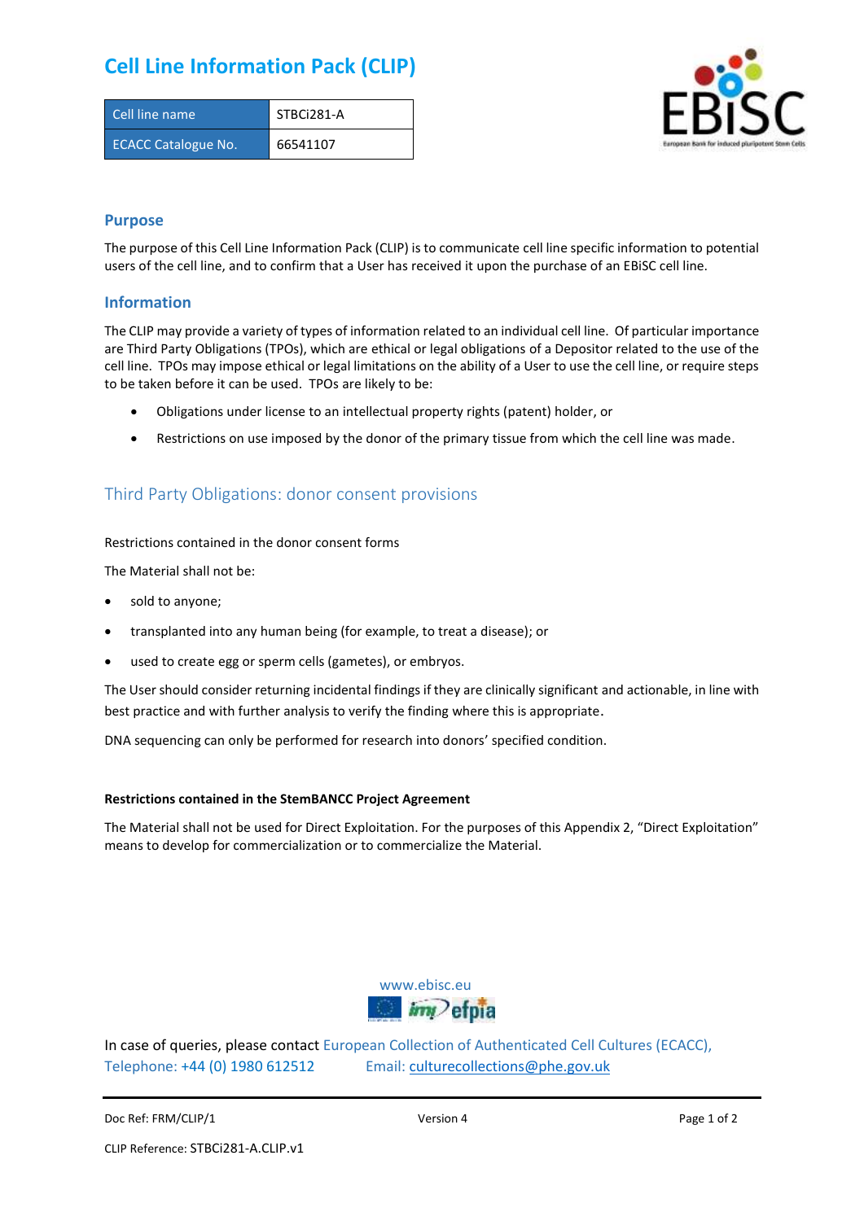# Cell Line Information Pack (CLIP)

| Cell line name | STBCi281-A |
|---|---|
| ECACC Catalogue No. | 66541107 |

## Purpose

The purpose of this Cell Line Information Pack (CLIP) is to communicate cell line specific information to potential users of the cell line, and to confirm that a User has received it upon the purchase of an EBiSC cell line.

## Information

The CLIP may provide a variety of types of information related to an individual cell line. Of particular importance are Third Party Obligations (TPOs), which are ethical or legal obligations of a Depositor related to the use of the cell line. TPOs may impose ethical or legal limitations on the ability of a User to use the cell line, or require steps to be taken before it can be used. TPOs are likely to be:

- Obligations under license to an intellectual property rights (patent) holder, or
- Restrictions on use imposed by the donor of the primary tissue from which the cell line was made.

## Third Party Obligations: donor consent provisions

Restrictions contained in the donor consent forms

The Material shall not be:

- sold to anyone;
- transplanted into any human being (for example, to treat a disease); or
- used to create egg or sperm cells (gametes), or embryos.

The User should consider returning incidental findings if they are clinically significant and actionable, in line with best practice and with further analysis to verify the finding where this is appropriate.

DNA sequencing can only be performed for research into donors' specified condition.

**Restrictions contained in the StemBANCC Project Agreement**

The Material shall not be used for Direct Exploitation. For the purposes of this Appendix 2, "Direct Exploitation" means to develop for commercialization or to commercialize the Material.

www.ebisc.eu

In case of queries, please contact European Collection of Authenticated Cell Cultures (ECACC), Telephone: +44 (0) 1980 612512 Email: culturecollections@phe.gov.uk

Doc Ref: FRM/CLIP/1 Version 4

CLIP Reference: STBCi281-A.CLIP.v1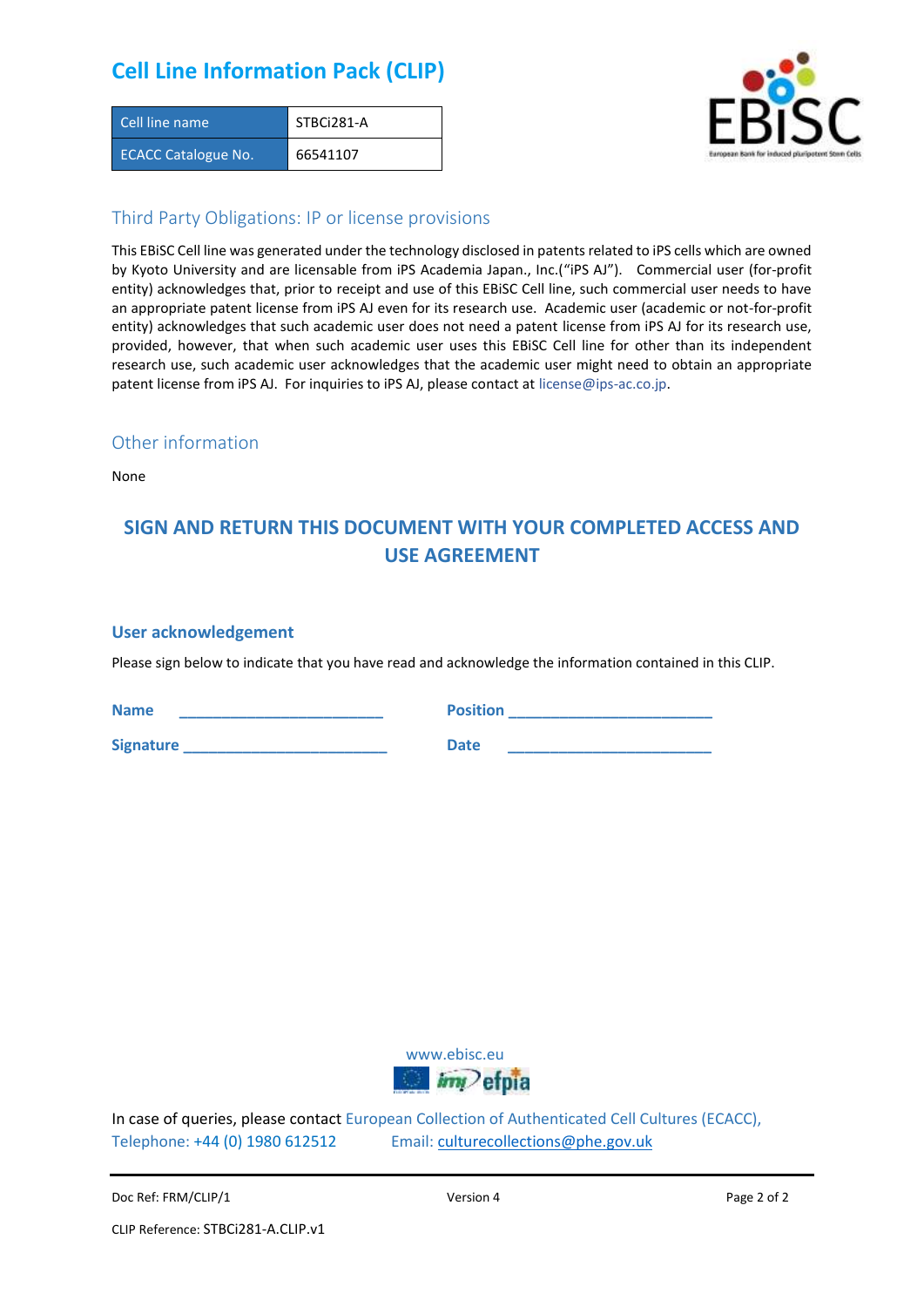# Cell Line Information Pack (CLIP)

| | |
|---|---|
| Cell line name | STBCi281-A |
| ECACC Catalogue No. | 66541107 |

## Third Party Obligations: IP or license provisions

This EBiSC Cell line was generated under the technology disclosed in patents related to iPS cells which are owned by Kyoto University and are licensable from iPS Academia Japan., Inc.("iPS AJ"). Commercial user (for-profit entity) acknowledges that, prior to receipt and use of this EBiSC Cell line, such commercial user needs to have an appropriate patent license from iPS AJ even for its research use. Academic user (academic or not-for-profit entity) acknowledges that such academic user does not need a patent license from iPS AJ for its research use, provided, however, that when such academic user uses this EBiSC Cell line for other than its independent research use, such academic user acknowledges that the academic user might need to obtain an appropriate patent license from iPS AJ. For inquiries to iPS AJ, please contact at license@ips-ac.co.jp.

## Other information

None

## SIGN AND RETURN THIS DOCUMENT WITH YOUR COMPLETED ACCESS AND USE AGREEMENT

### User acknowledgement

Please sign below to indicate that you have read and acknowledge the information contained in this CLIP.

**Name** ________________________ **Position** ________________________

**Signature** ________________________ **Date** ________________________

www.ebisc.eu

In case of queries, please contact European Collection of Authenticated Cell Cultures (ECACC), Telephone: +44 (0) 1980 612512 Email: culturecollections@phe.gov.uk

Doc Ref: FRM/CLIP/1 Version 4

CLIP Reference: STBCi281-A.CLIP.v1